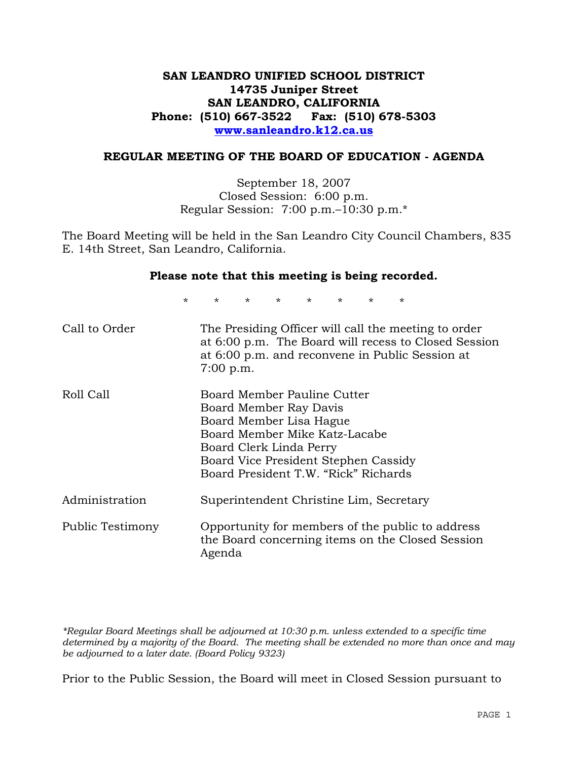# SAN LEANDRO UNIFIED SCHOOL DISTRICT
**14735 Juniper Street**
**SAN LEANDRO, CALIFORNIA**
**Phone: (510) 667-3522 Fax: (510) 678-5303**
**www.sanleandro.k12.ca.us**

## REGULAR MEETING OF THE BOARD OF EDUCATION - AGENDA

September 18, 2007
Closed Session: 6:00 p.m.
Regular Session: 7:00 p.m.–10:30 p.m.*

The Board Meeting will be held in the San Leandro City Council Chambers, 835 E. 14th Street, San Leandro, California.

**Please note that this meeting is being recorded.**

\* \* \* \* \* \* \* \*

| | |
|---|---|
| Call to Order | The Presiding Officer will call the meeting to order at 6:00 p.m. The Board will recess to Closed Session at 6:00 p.m. and reconvene in Public Session at 7:00 p.m. |
| Roll Call | Board Member Pauline Cutter<br>Board Member Ray Davis<br>Board Member Lisa Hague<br>Board Member Mike Katz-Lacabe<br>Board Clerk Linda Perry<br>Board Vice President Stephen Cassidy<br>Board President T.W. "Rick" Richards |
| Administration | Superintendent Christine Lim, Secretary |
| Public Testimony | Opportunity for members of the public to address the Board concerning items on the Closed Session Agenda |

*\*Regular Board Meetings shall be adjourned at 10:30 p.m. unless extended to a specific time determined by a majority of the Board. The meeting shall be extended no more than once and may be adjourned to a later date. (Board Policy 9323)*

Prior to the Public Session, the Board will meet in Closed Session pursuant to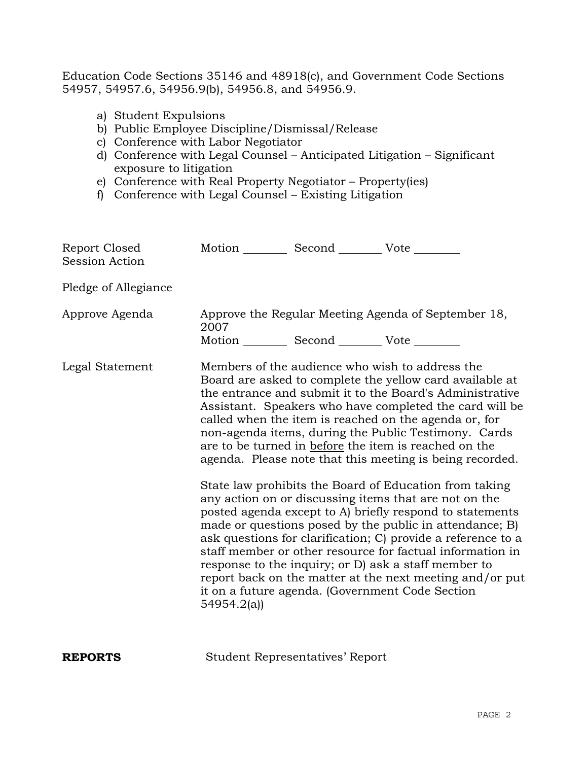Education Code Sections 35146 and 48918(c), and Government Code Sections 54957, 54957.6, 54956.9(b), 54956.8, and 54956.9.

a) Student Expulsions
b) Public Employee Discipline/Dismissal/Release
c) Conference with Labor Negotiator
d) Conference with Legal Counsel – Anticipated Litigation – Significant exposure to litigation
e) Conference with Real Property Negotiator – Property(ies)
f) Conference with Legal Counsel – Existing Litigation

Report Closed Session Action

Motion ________ Second ________ Vote ________

Pledge of Allegiance

Approve Agenda

Approve the Regular Meeting Agenda of September 18, 2007

Motion ________ Second ________ Vote ________

Legal Statement

Members of the audience who wish to address the Board are asked to complete the yellow card available at the entrance and submit it to the Board's Administrative Assistant. Speakers who have completed the card will be called when the item is reached on the agenda or, for non-agenda items, during the Public Testimony. Cards are to be turned in <u>before</u> the item is reached on the agenda. Please note that this meeting is being recorded.

State law prohibits the Board of Education from taking any action on or discussing items that are not on the posted agenda except to A) briefly respond to statements made or questions posed by the public in attendance; B) ask questions for clarification; C) provide a reference to a staff member or other resource for factual information in response to the inquiry; or D) ask a staff member to report back on the matter at the next meeting and/or put it on a future agenda. (Government Code Section 54954.2(a))

**REPORTS**

Student Representatives' Report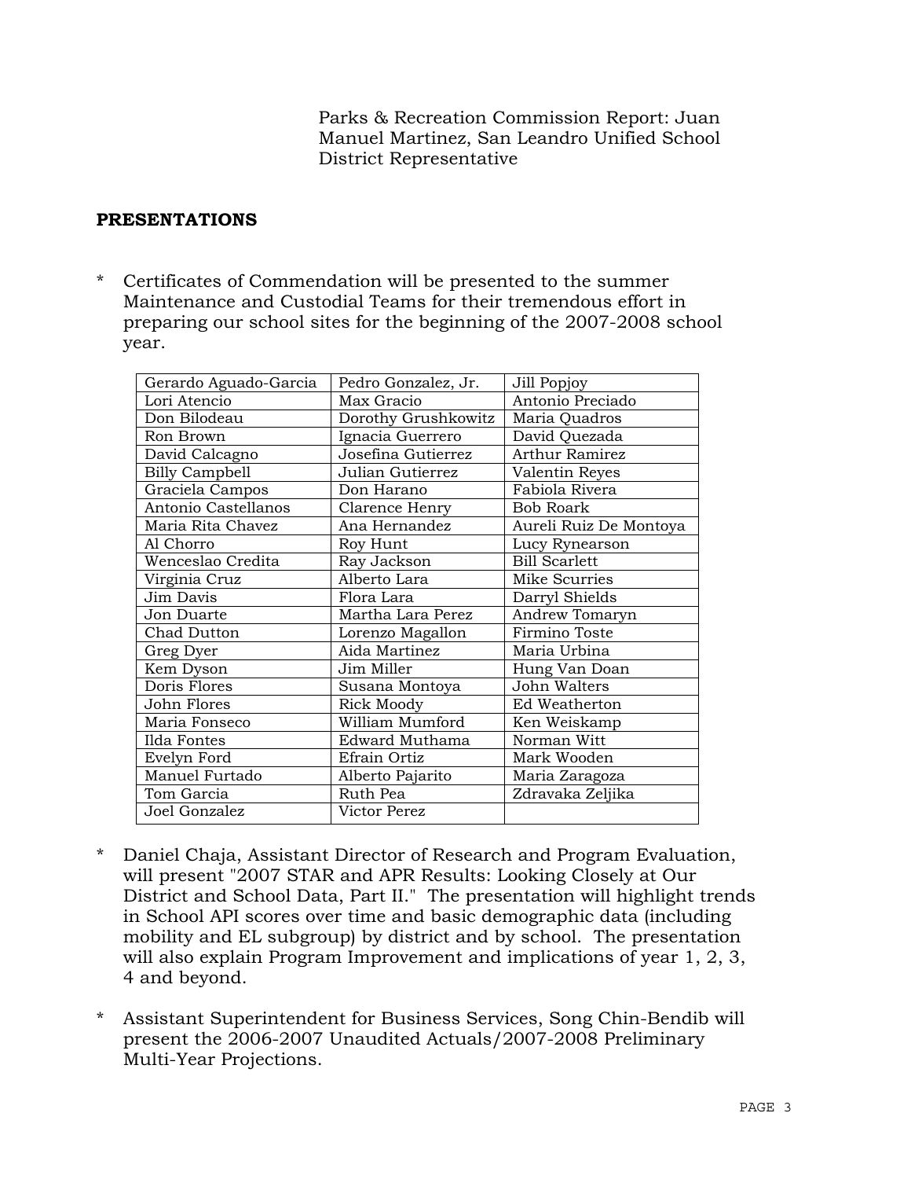Parks & Recreation Commission Report: Juan Manuel Martinez, San Leandro Unified School District Representative

**PRESENTATIONS**

* Certificates of Commendation will be presented to the summer Maintenance and Custodial Teams for their tremendous effort in preparing our school sites for the beginning of the 2007-2008 school year.

| | | |
|---|---|---|
| Gerardo Aguado-Garcia | Pedro Gonzalez, Jr. | Jill Popjoy |
| Lori Atencio | Max Gracio | Antonio Preciado |
| Don Bilodeau | Dorothy Grushkowitz | Maria Quadros |
| Ron Brown | Ignacia Guerrero | David Quezada |
| David Calcagno | Josefina Gutierrez | Arthur Ramirez |
| Billy Campbell | Julian Gutierrez | Valentin Reyes |
| Graciela Campos | Don Harano | Fabiola Rivera |
| Antonio Castellanos | Clarence Henry | Bob Roark |
| Maria Rita Chavez | Ana Hernandez | Aureli Ruiz De Montoya |
| Al Chorro | Roy Hunt | Lucy Rynearson |
| Wenceslao Credita | Ray Jackson | Bill Scarlett |
| Virginia Cruz | Alberto Lara | Mike Scurries |
| Jim Davis | Flora Lara | Darryl Shields |
| Jon Duarte | Martha Lara Perez | Andrew Tomaryn |
| Chad Dutton | Lorenzo Magallon | Firmino Toste |
| Greg Dyer | Aida Martinez | Maria Urbina |
| Kem Dyson | Jim Miller | Hung Van Doan |
| Doris Flores | Susana Montoya | John Walters |
| John Flores | Rick Moody | Ed Weatherton |
| Maria Fonseco | William Mumford | Ken Weiskamp |
| Ilda Fontes | Edward Muthama | Norman Witt |
| Evelyn Ford | Efrain Ortiz | Mark Wooden |
| Manuel Furtado | Alberto Pajarito | Maria Zaragoza |
| Tom Garcia | Ruth Pea | Zdravaka Zeljika |
| Joel Gonzalez | Victor Perez | |

* Daniel Chaja, Assistant Director of Research and Program Evaluation, will present "2007 STAR and APR Results: Looking Closely at Our District and School Data, Part II." The presentation will highlight trends in School API scores over time and basic demographic data (including mobility and EL subgroup) by district and by school. The presentation will also explain Program Improvement and implications of year 1, 2, 3, 4 and beyond.

* Assistant Superintendent for Business Services, Song Chin-Bendib will present the 2006-2007 Unaudited Actuals/2007-2008 Preliminary Multi-Year Projections.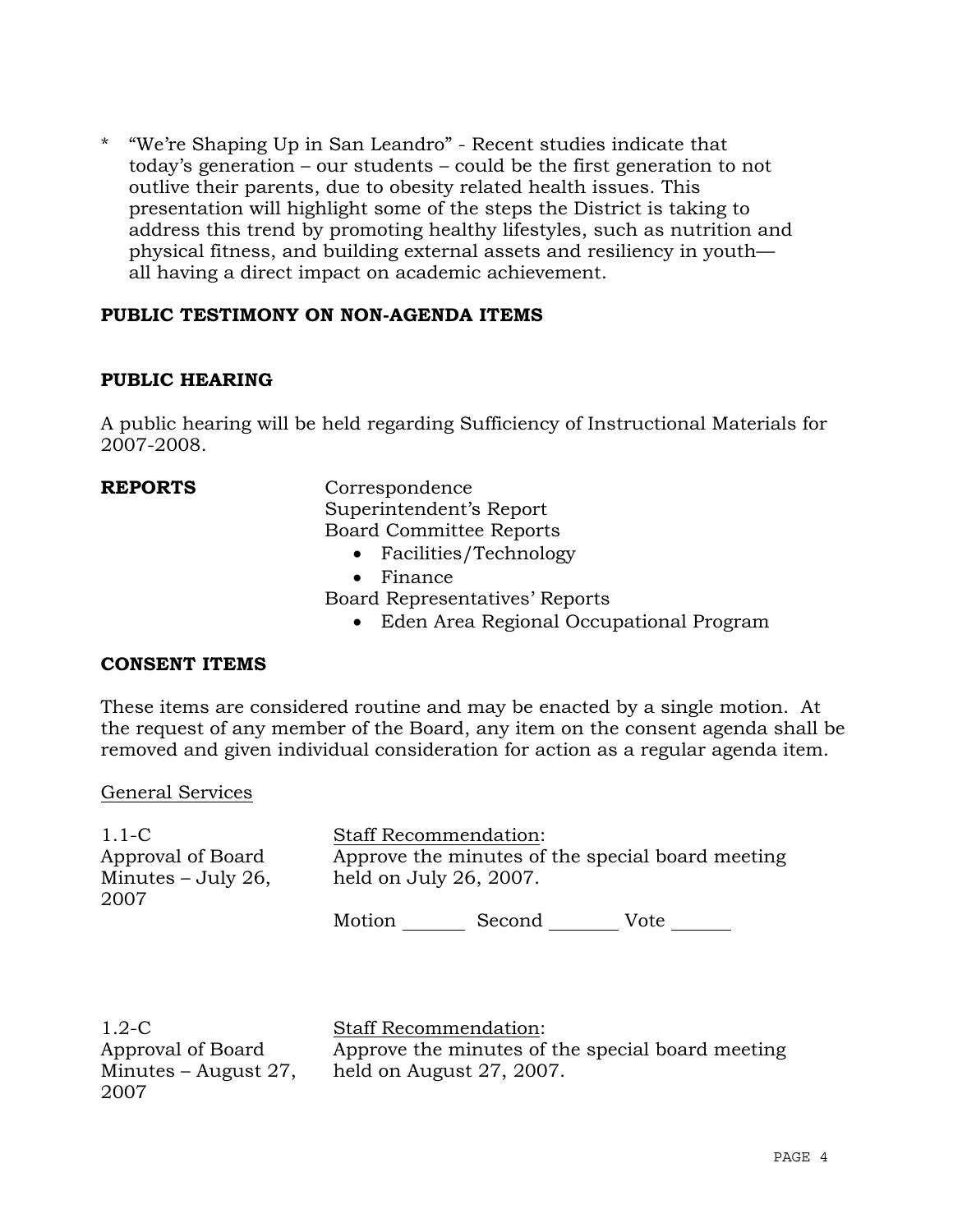\* "We're Shaping Up in San Leandro" - Recent studies indicate that today's generation – our students – could be the first generation to not outlive their parents, due to obesity related health issues. This presentation will highlight some of the steps the District is taking to address this trend by promoting healthy lifestyles, such as nutrition and physical fitness, and building external assets and resiliency in youth—all having a direct impact on academic achievement.

**PUBLIC TESTIMONY ON NON-AGENDA ITEMS**

**PUBLIC HEARING**

A public hearing will be held regarding Sufficiency of Instructional Materials for 2007-2008.

**REPORTS**

Correspondence
Superintendent's Report
Board Committee Reports

- Facilities/Technology
- Finance

Board Representatives' Reports

- Eden Area Regional Occupational Program

**CONSENT ITEMS**

These items are considered routine and may be enacted by a single motion. At the request of any member of the Board, any item on the consent agenda shall be removed and given individual consideration for action as a regular agenda item.

General Services

1.1-C
Approval of Board Minutes – July 26, 2007

Staff Recommendation:
Approve the minutes of the special board meeting held on July 26, 2007.

Motion _______ Second _______ Vote _______

1.2-C
Approval of Board Minutes – August 27, 2007

Staff Recommendation:
Approve the minutes of the special board meeting held on August 27, 2007.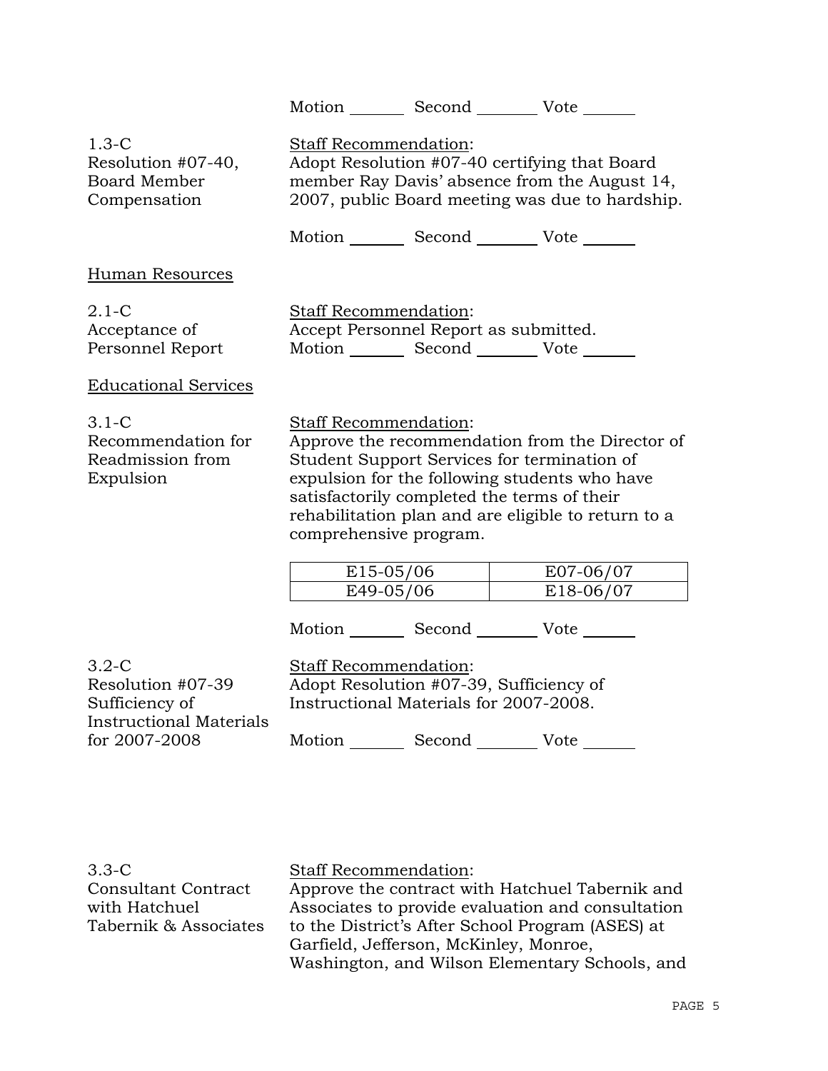Motion _______ Second ________ Vote ______

1.3-C
Resolution #07-40, Board Member Compensation

Staff Recommendation:
Adopt Resolution #07-40 certifying that Board member Ray Davis' absence from the August 14, 2007, public Board meeting was due to hardship.

Motion _______ Second ________ Vote ______

Human Resources

2.1-C
Acceptance of Personnel Report

Staff Recommendation:
Accept Personnel Report as submitted.
Motion _______ Second ________ Vote ______

Educational Services

3.1-C
Recommendation for Readmission from Expulsion

Staff Recommendation:
Approve the recommendation from the Director of Student Support Services for termination of expulsion for the following students who have satisfactorily completed the terms of their rehabilitation plan and are eligible to return to a comprehensive program.

| | |
|---|---|
| E15-05/06 | E07-06/07 |
| E49-05/06 | E18-06/07 |

Motion _______ Second ________ Vote ______

3.2-C
Resolution #07-39 Sufficiency of Instructional Materials for 2007-2008

Staff Recommendation:
Adopt Resolution #07-39, Sufficiency of Instructional Materials for 2007-2008.

Motion _______ Second ________ Vote ______

3.3-C
Consultant Contract with Hatchuel Tabernik & Associates

Staff Recommendation:
Approve the contract with Hatchuel Tabernik and Associates to provide evaluation and consultation to the District's After School Program (ASES) at Garfield, Jefferson, McKinley, Monroe, Washington, and Wilson Elementary Schools, and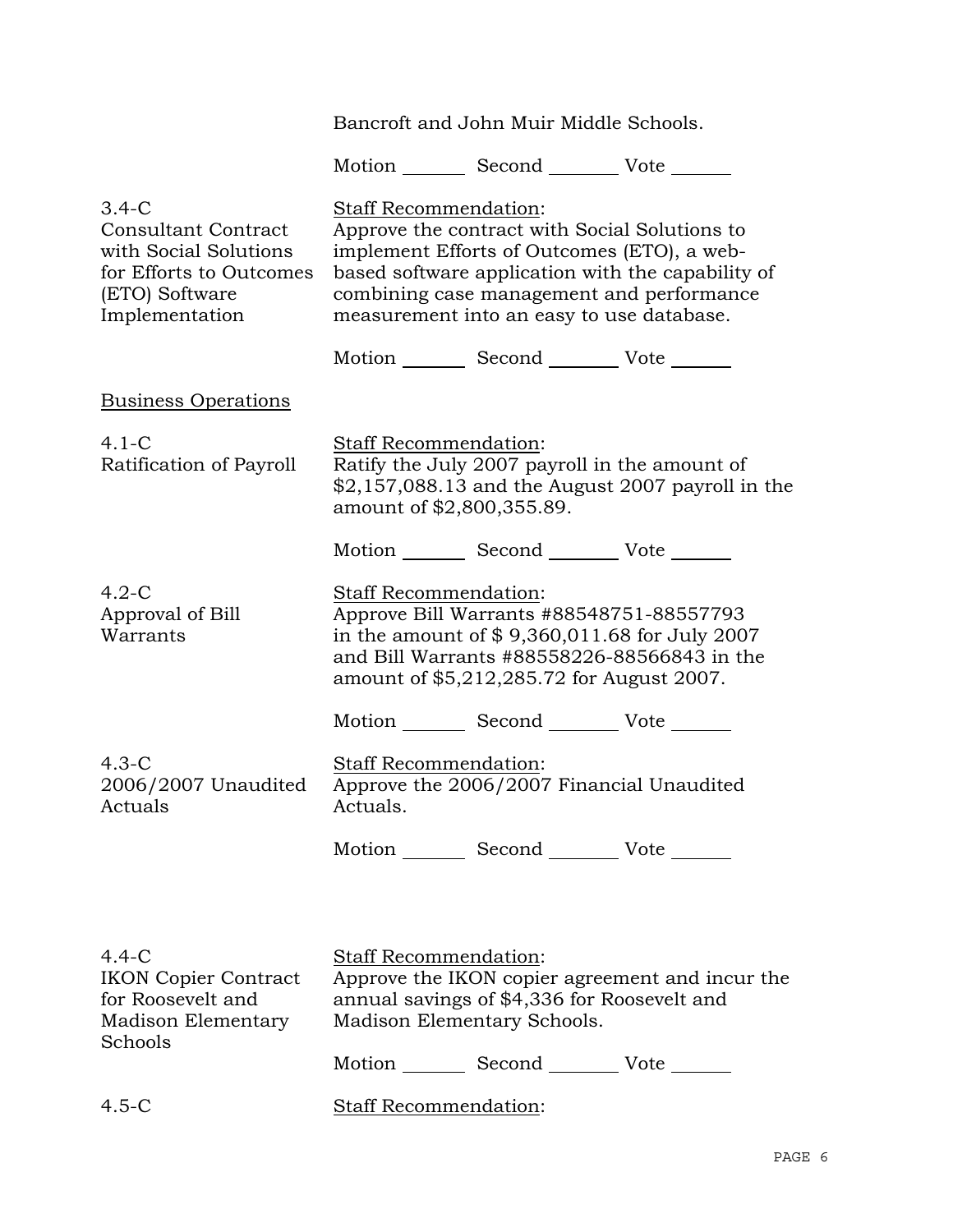Bancroft and John Muir Middle Schools.

Motion _______ Second _______ Vote _______

**3.4-C**
**Consultant Contract with Social Solutions for Efforts to Outcomes (ETO) Software Implementation**

Staff Recommendation:
Approve the contract with Social Solutions to implement Efforts of Outcomes (ETO), a web-based software application with the capability of combining case management and performance measurement into an easy to use database.

Motion _______ Second _______ Vote _______

## Business Operations

**4.1-C**
**Ratification of Payroll**

Staff Recommendation:
Ratify the July 2007 payroll in the amount of $2,157,088.13 and the August 2007 payroll in the amount of $2,800,355.89.

Motion _______ Second _______ Vote _______

**4.2-C**
**Approval of Bill Warrants**

Staff Recommendation:
Approve Bill Warrants #88548751-88557793 in the amount of $ 9,360,011.68 for July 2007 and Bill Warrants #88558226-88566843 in the amount of $5,212,285.72 for August 2007.

Motion _______ Second _______ Vote _______

**4.3-C**
**2006/2007 Unaudited Actuals**

Staff Recommendation:
Approve the 2006/2007 Financial Unaudited Actuals.

Motion _______ Second _______ Vote _______

**4.4-C**
**IKON Copier Contract for Roosevelt and Madison Elementary Schools**

Staff Recommendation:
Approve the IKON copier agreement and incur the annual savings of $4,336 for Roosevelt and Madison Elementary Schools.

Motion _______ Second _______ Vote _______

**4.5-C**

Staff Recommendation: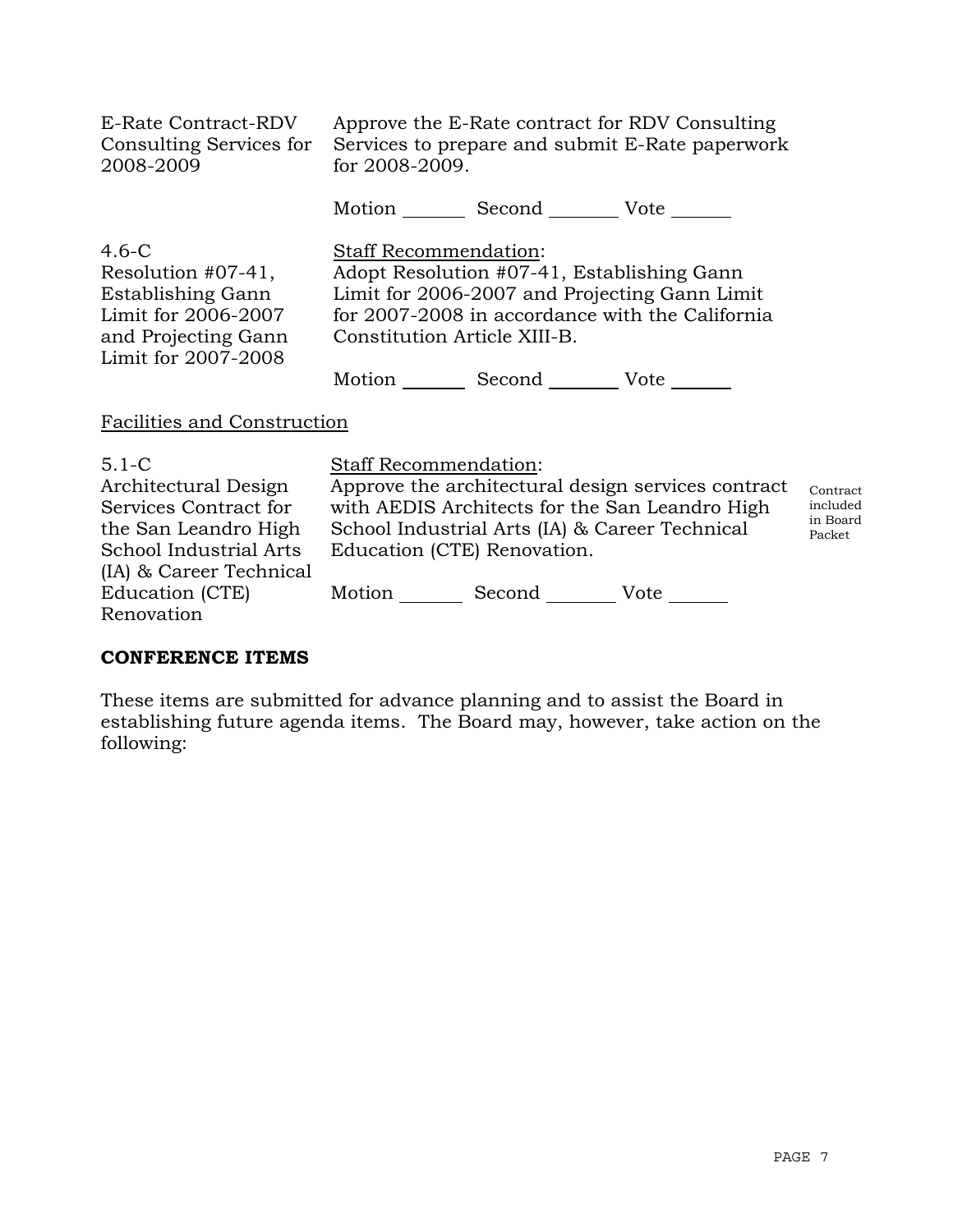| | | |
|---|---|---|
| E-Rate Contract-RDV Consulting Services for 2008-2009 | Approve the E-Rate contract for RDV Consulting Services to prepare and submit E-Rate paperwork for 2008-2009.<br><br>Motion ______ Second _______ Vote ______ | |
| 4.6-C<br>Resolution #07-41, Establishing Gann Limit for 2006-2007 and Projecting Gann Limit for 2007-2008 | Staff Recommendation:<br>Adopt Resolution #07-41, Establishing Gann Limit for 2006-2007 and Projecting Gann Limit for 2007-2008 in accordance with the California Constitution Article XIII-B.<br><br>Motion ______ Second _______ Vote ______ | |

Facilities and Construction

| | | |
|---|---|---|
| 5.1-C<br>Architectural Design Services Contract for the San Leandro High School Industrial Arts (IA) & Career Technical Education (CTE) Renovation | Staff Recommendation:<br>Approve the architectural design services contract with AEDIS Architects for the San Leandro High School Industrial Arts (IA) & Career Technical Education (CTE) Renovation.<br><br>Motion ______ Second _______ Vote ______ | Contract included in Board Packet |

**CONFERENCE ITEMS**

These items are submitted for advance planning and to assist the Board in establishing future agenda items. The Board may, however, take action on the following: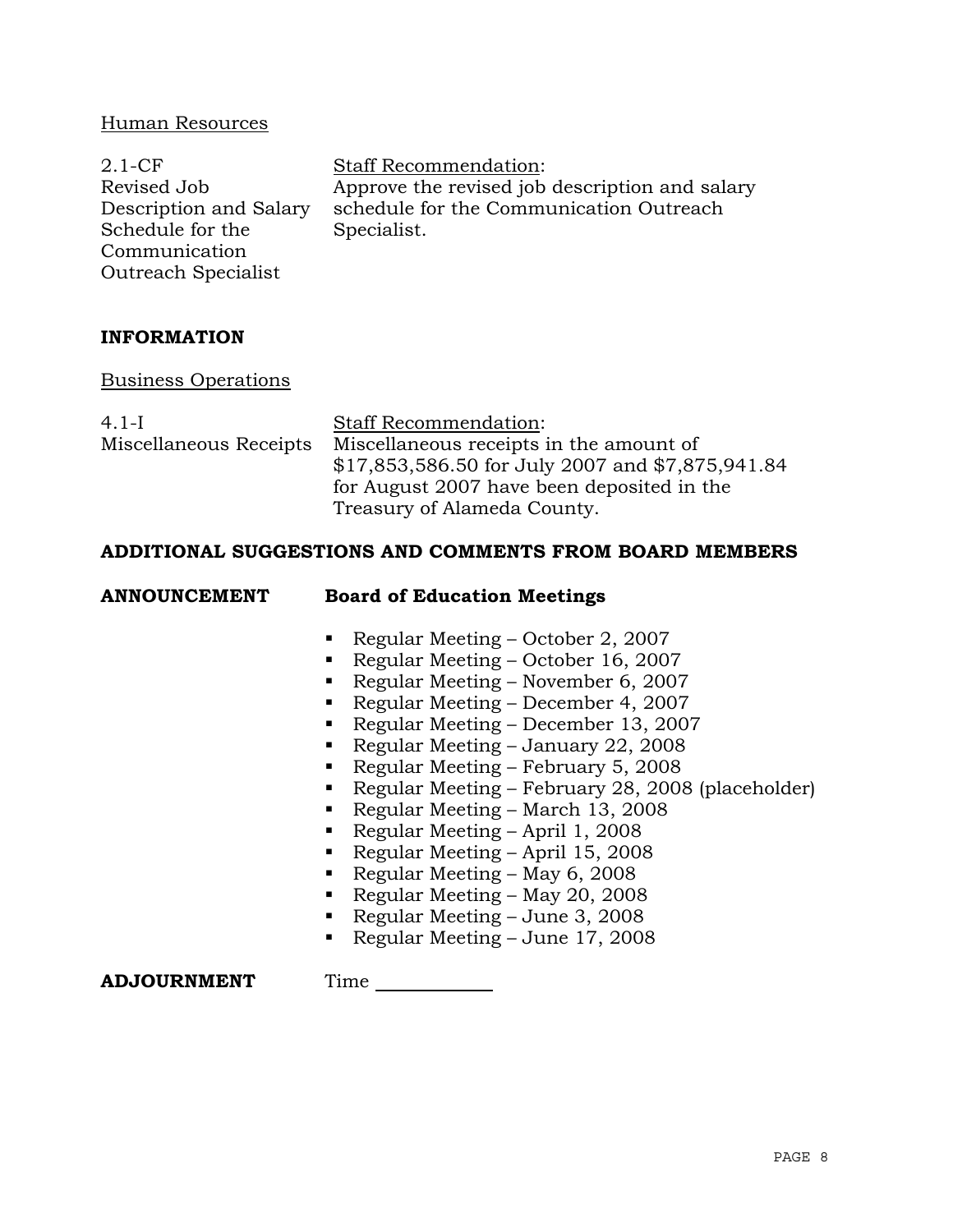Human Resources

| | |
|---|---|
| 2.1-CF<br>Revised Job Description and Salary Schedule for the Communication Outreach Specialist | Staff Recommendation:<br>Approve the revised job description and salary schedule for the Communication Outreach Specialist. |

**INFORMATION**

Business Operations

| | |
|---|---|
| 4.1-I<br>Miscellaneous Receipts | Staff Recommendation:<br>Miscellaneous receipts in the amount of \$17,853,586.50 for July 2007 and \$7,875,941.84 for August 2007 have been deposited in the Treasury of Alameda County. |

**ADDITIONAL SUGGESTIONS AND COMMENTS FROM BOARD MEMBERS**

**ANNOUNCEMENT** **Board of Education Meetings**

- Regular Meeting – October 2, 2007
- Regular Meeting – October 16, 2007
- Regular Meeting – November 6, 2007
- Regular Meeting – December 4, 2007
- Regular Meeting – December 13, 2007
- Regular Meeting – January 22, 2008
- Regular Meeting – February 5, 2008
- Regular Meeting – February 28, 2008 (placeholder)
- Regular Meeting – March 13, 2008
- Regular Meeting – April 1, 2008
- Regular Meeting – April 15, 2008
- Regular Meeting – May 6, 2008
- Regular Meeting – May 20, 2008
- Regular Meeting – June 3, 2008
- Regular Meeting – June 17, 2008

**ADJOURNMENT** Time ____________